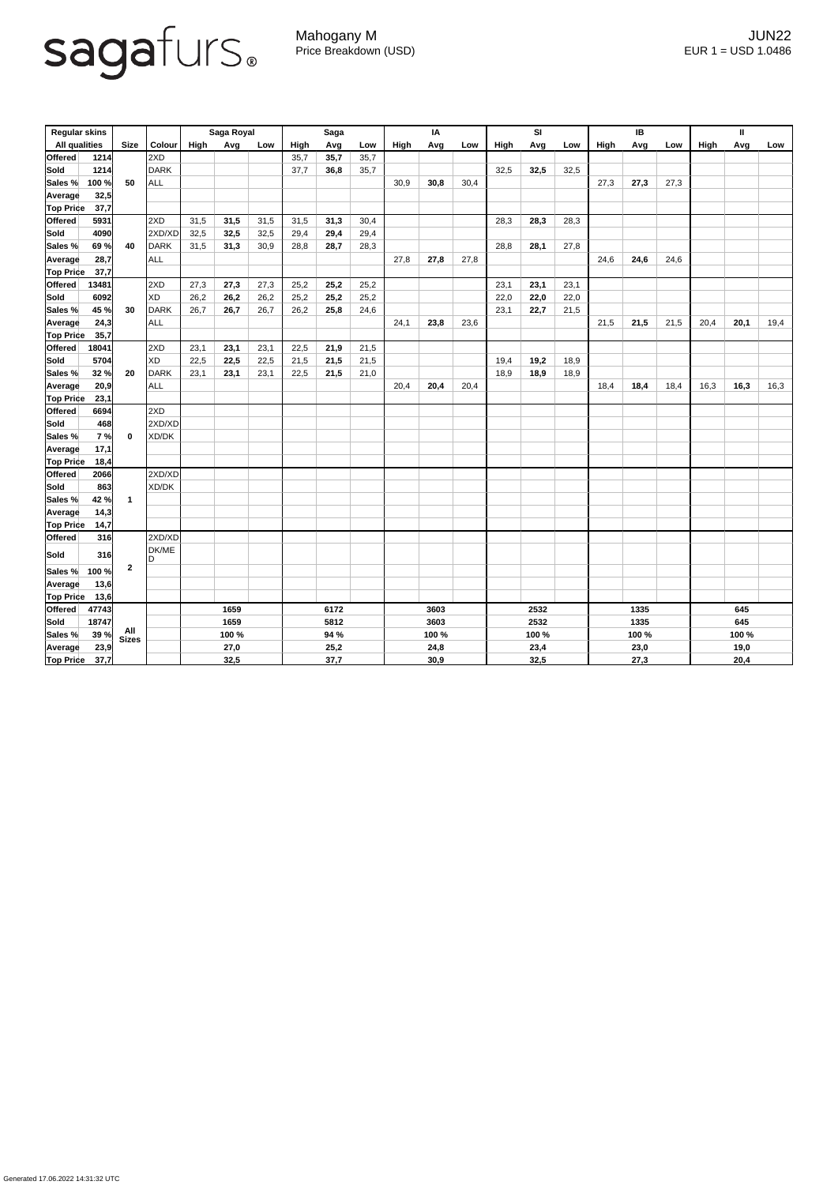sagafurs®

Mahogany M
Price Breakdown (USD)

JUN22
EUR 1 = USD 1.0486

| Regular skins | | | | Saga Royal | | | Saga | | | IA | | | SI | | | IB | | | II | | |
|---|---|---|---|---|---|---|---|---|---|---|---|---|---|---|---|---|---|---|---|---|---|
| All qualities | | Size | Colour | High | Avg | Low | High | Avg | Low | High | Avg | Low | High | Avg | Low | High | Avg | Low | High | Avg | Low |
| Offered | 1214 | 50 | 2XD | | | | 35,7 | **35,7** | 35,7 | | | | | | | | | | | | |
| Sold | 1214 | | DARK | | | | 37,7 | **36,8** | 35,7 | | | | 32,5 | **32,5** | 32,5 | | | | | | |
| Sales % | 100 % | | ALL | | | | | | | 30,9 | **30,8** | 30,4 | | | | 27,3 | **27,3** | 27,3 | | | |
| Average | 32,5 | | | | | | | | | | | | | | | | | | | | |
| Top Price | 37,7 | | | | | | | | | | | | | | | | | | | | |
| Offered | 5931 | 40 | 2XD | 31,5 | **31,5** | 31,5 | 31,5 | **31,3** | 30,4 | | | | 28,3 | **28,3** | 28,3 | | | | | | |
| Sold | 4090 | | 2XD/XD | 32,5 | **32,5** | 32,5 | 29,4 | **29,4** | 29,4 | | | | | | | | | | | | |
| Sales % | 69 % | | DARK | 31,5 | **31,3** | 30,9 | 28,8 | **28,7** | 28,3 | | | | 28,8 | **28,1** | 27,8 | | | | | | |
| Average | 28,7 | | ALL | | | | | | | 27,8 | **27,8** | 27,8 | | | | 24,6 | **24,6** | 24,6 | | | |
| Top Price | 37,7 | | | | | | | | | | | | | | | | | | | | |
| Offered | 13481 | 30 | 2XD | 27,3 | **27,3** | 27,3 | 25,2 | **25,2** | 25,2 | | | | 23,1 | **23,1** | 23,1 | | | | | | |
| Sold | 6092 | | XD | 26,2 | **26,2** | 26,2 | 25,2 | **25,2** | 25,2 | | | | 22,0 | **22,0** | 22,0 | | | | | | |
| Sales % | 45 % | | DARK | 26,7 | **26,7** | 26,7 | 26,2 | **25,8** | 24,6 | | | | 23,1 | **22,7** | 21,5 | | | | | | |
| Average | 24,3 | | ALL | | | | | | | 24,1 | **23,8** | 23,6 | | | | 21,5 | **21,5** | 21,5 | 20,4 | **20,1** | 19,4 |
| Top Price | 35,7 | | | | | | | | | | | | | | | | | | | | |
| Offered | 18041 | 20 | 2XD | 23,1 | **23,1** | 23,1 | 22,5 | **21,9** | 21,5 | | | | | | | | | | | | |
| Sold | 5704 | | XD | 22,5 | **22,5** | 22,5 | 21,5 | **21,5** | 21,5 | | | | 19,4 | **19,2** | 18,9 | | | | | | |
| Sales % | 32 % | | DARK | 23,1 | **23,1** | 23,1 | 22,5 | **21,5** | 21,0 | | | | 18,9 | **18,9** | 18,9 | | | | | | |
| Average | 20,9 | | ALL | | | | | | | 20,4 | **20,4** | 20,4 | | | | 18,4 | **18,4** | 18,4 | 16,3 | **16,3** | 16,3 |
| Top Price | 23,1 | | | | | | | | | | | | | | | | | | | | |
| Offered | 6694 | 0 | 2XD | | | | | | | | | | | | | | | | | | |
| Sold | 468 | | 2XD/XD | | | | | | | | | | | | | | | | | | |
| Sales % | 7 % | | XD/DK | | | | | | | | | | | | | | | | | | |
| Average | 17,1 | | | | | | | | | | | | | | | | | | | | |
| Top Price | 18,4 | | | | | | | | | | | | | | | | | | | | |
| Offered | 2066 | 1 | 2XD/XD | | | | | | | | | | | | | | | | | | |
| Sold | 863 | | XD/DK | | | | | | | | | | | | | | | | | | |
| Sales % | 42 % | | | | | | | | | | | | | | | | | | | | |
| Average | 14,3 | | | | | | | | | | | | | | | | | | | | |
| Top Price | 14,7 | | | | | | | | | | | | | | | | | | | | |
| Offered | 316 | 2 | 2XD/XD | | | | | | | | | | | | | | | | | | |
| Sold | 316 | | DK/MED | | | | | | | | | | | | | | | | | | |
| Sales % | 100 % | | | | | | | | | | | | | | | | | | | | |
| Average | 13,6 | | | | | | | | | | | | | | | | | | | | |
| Top Price | 13,6 | | | | | | | | | | | | | | | | | | | | |
| Offered | 47743 | All Sizes | | | 1659 | | | 6172 | | | 3603 | | | 2532 | | | 1335 | | | 645 | |
| Sold | 18747 | | | | 1659 | | | 5812 | | | 3603 | | | 2532 | | | 1335 | | | 645 | |
| Sales % | 39 % | | | | 100 % | | | 94 % | | | 100 % | | | 100 % | | | 100 % | | | 100 % | |
| Average | 23,9 | | | | 27,0 | | | 25,2 | | | 24,8 | | | 23,4 | | | 23,0 | | | 19,0 | |
| Top Price | 37,7 | | | | 32,5 | | | 37,7 | | | 30,9 | | | 32,5 | | | 27,3 | | | 20,4 | |

Generated 17.06.2022 14:31:32 UTC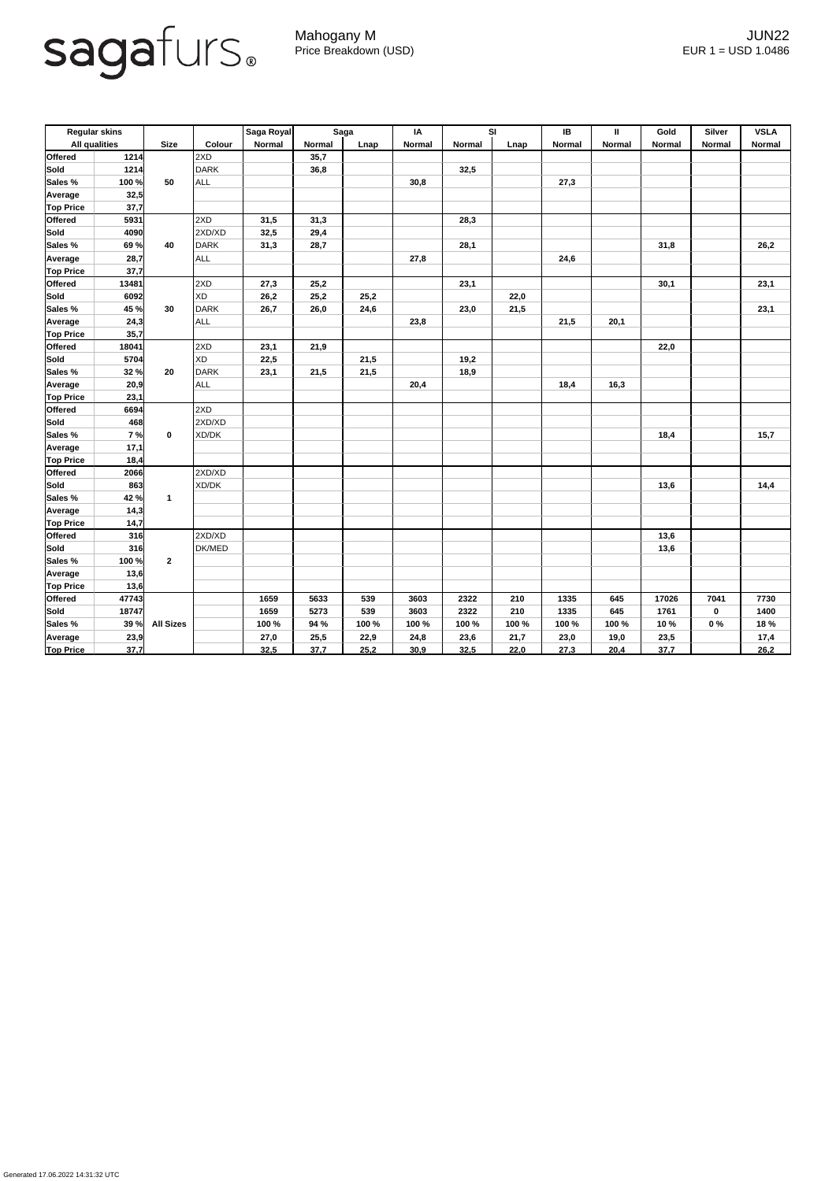# sagafurs®

Mahogany M
Price Breakdown (USD)

JUN22
EUR 1 = USD 1.0486

| Regular skins | | | | Saga Royal | Saga | | IA | SI | | IB | II | Gold | Silver | VSLA |
|---|---|---|---|---|---|---|---|---|---|---|---|---|---|---|
| All qualities | | Size | Colour | Normal | Normal | Lnap | Normal | Normal | Lnap | Normal | Normal | Normal | Normal | Normal |
| **Offered** | **1214** | | 2XD | | **35,7** | | | | | | | | | |
| **Sold** | **1214** | | DARK | | **36,8** | | | **32,5** | | | | | | |
| **Sales %** | **100 %** | **50** | ALL | | | | **30,8** | | | **27,3** | | | | |
| **Average** | **32,5** | | | | | | | | | | | | | |
| **Top Price** | **37,7** | | | | | | | | | | | | | |
| **Offered** | **5931** | | 2XD | **31,5** | **31,3** | | | **28,3** | | | | | | |
| **Sold** | **4090** | | 2XD/XD | **32,5** | **29,4** | | | | | | | | | |
| **Sales %** | **69 %** | **40** | DARK | **31,3** | **28,7** | | | **28,1** | | | | **31,8** | | **26,2** |
| **Average** | **28,7** | | ALL | | | | **27,8** | | | **24,6** | | | | |
| **Top Price** | **37,7** | | | | | | | | | | | | | |
| **Offered** | **13481** | | 2XD | **27,3** | **25,2** | | | **23,1** | | | | **30,1** | | **23,1** |
| **Sold** | **6092** | | XD | **26,2** | **25,2** | **25,2** | | | **22,0** | | | | | |
| **Sales %** | **45 %** | **30** | DARK | **26,7** | **26,0** | **24,6** | | **23,0** | **21,5** | | | | | **23,1** |
| **Average** | **24,3** | | ALL | | | | **23,8** | | | **21,5** | **20,1** | | | |
| **Top Price** | **35,7** | | | | | | | | | | | | | |
| **Offered** | **18041** | | 2XD | **23,1** | **21,9** | | | | | | | **22,0** | | |
| **Sold** | **5704** | | XD | **22,5** | | **21,5** | | **19,2** | | | | | | |
| **Sales %** | **32 %** | **20** | DARK | **23,1** | **21,5** | **21,5** | | **18,9** | | | | | | |
| **Average** | **20,9** | | ALL | | | | **20,4** | | | **18,4** | **16,3** | | | |
| **Top Price** | **23,1** | | | | | | | | | | | | | |
| **Offered** | **6694** | | 2XD | | | | | | | | | | | |
| **Sold** | **468** | | 2XD/XD | | | | | | | | | | | |
| **Sales %** | **7 %** | **0** | XD/DK | | | | | | | | | **18,4** | | **15,7** |
| **Average** | **17,1** | | | | | | | | | | | | | |
| **Top Price** | **18,4** | | | | | | | | | | | | | |
| **Offered** | **2066** | | 2XD/XD | | | | | | | | | | | |
| **Sold** | **863** | | XD/DK | | | | | | | | | **13,6** | | **14,4** |
| **Sales %** | **42 %** | **1** | | | | | | | | | | | | |
| **Average** | **14,3** | | | | | | | | | | | | | |
| **Top Price** | **14,7** | | | | | | | | | | | | | |
| **Offered** | **316** | | 2XD/XD | | | | | | | | | **13,6** | | |
| **Sold** | **316** | | DK/MED | | | | | | | | | **13,6** | | |
| **Sales %** | **100 %** | **2** | | | | | | | | | | | | |
| **Average** | **13,6** | | | | | | | | | | | | | |
| **Top Price** | **13,6** | | | | | | | | | | | | | |
| **Offered** | **47743** | | | **1659** | **5633** | **539** | **3603** | **2322** | **210** | **1335** | **645** | **17026** | **7041** | **7730** |
| **Sold** | **18747** | | | **1659** | **5273** | **539** | **3603** | **2322** | **210** | **1335** | **645** | **1761** | **0** | **1400** |
| **Sales %** | **39 %** | **All Sizes** | | **100 %** | **94 %** | **100 %** | **100 %** | **100 %** | **100 %** | **100 %** | **100 %** | **10 %** | **0 %** | **18 %** |
| **Average** | **23,9** | | | **27,0** | **25,5** | **22,9** | **24,8** | **23,6** | **21,7** | **23,0** | **19,0** | **23,5** | | **17,4** |
| **Top Price** | **37,7** | | | **32,5** | **37,7** | **25,2** | **30,9** | **32,5** | **22,0** | **27,3** | **20,4** | **37,7** | | **26,2** |

Generated 17.06.2022 14:31:32 UTC